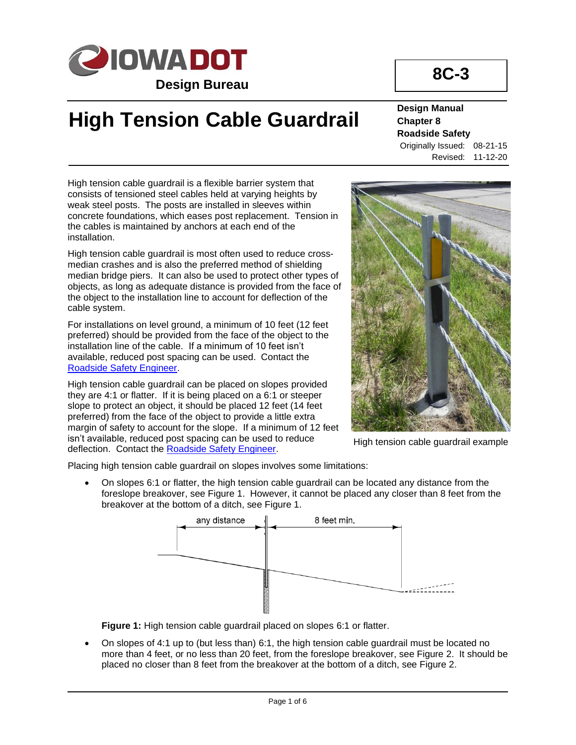# High Tension Cable Guardrail

**Design Bureau**

**8C-3**

**Design Manual**
**Chapter 8**
**Roadside Safety**
Originally Issued: 08-21-15
Revised: 11-12-20

High tension cable guardrail is a flexible barrier system that consists of tensioned steel cables held at varying heights by weak steel posts. The posts are installed in sleeves within concrete foundations, which eases post replacement. Tension in the cables is maintained by anchors at each end of the installation.

High tension cable guardrail is most often used to reduce cross-median crashes and is also the preferred method of shielding median bridge piers. It can also be used to protect other types of objects, as long as adequate distance is provided from the face of the object to the installation line to account for deflection of the cable system.

For installations on level ground, a minimum of 10 feet (12 feet preferred) should be provided from the face of the object to the installation line of the cable. If a minimum of 10 feet isn't available, reduced post spacing can be used. Contact the Roadside Safety Engineer.

High tension cable guardrail can be placed on slopes provided they are 4:1 or flatter. If it is being placed on a 6:1 or steeper slope to protect an object, it should be placed 12 feet (14 feet preferred) from the face of the object to provide a little extra margin of safety to account for the slope. If a minimum of 12 feet isn't available, reduced post spacing can be used to reduce deflection. Contact the Roadside Safety Engineer.

High tension cable guardrail example

Placing high tension cable guardrail on slopes involves some limitations:

- On slopes 6:1 or flatter, the high tension cable guardrail can be located any distance from the foreslope breakover, see Figure 1. However, it cannot be placed any closer than 8 feet from the breakover at the bottom of a ditch, see Figure 1.

any distance | 8 feet min.

**Figure 1:** High tension cable guardrail placed on slopes 6:1 or flatter.

- On slopes of 4:1 up to (but less than) 6:1, the high tension cable guardrail must be located no more than 4 feet, or no less than 20 feet, from the foreslope breakover, see Figure 2. It should be placed no closer than 8 feet from the breakover at the bottom of a ditch, see Figure 2.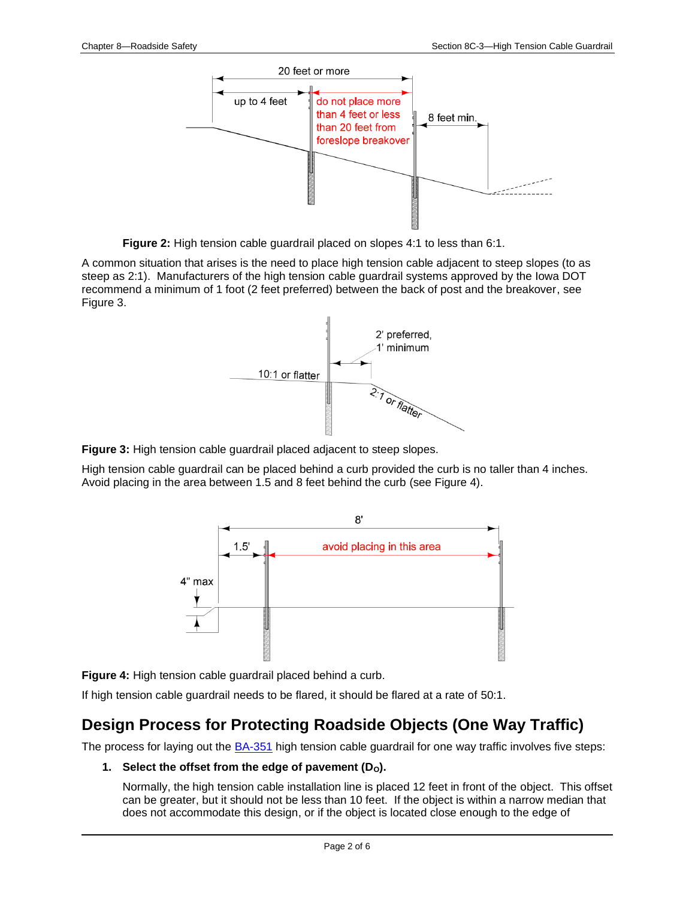**Figure 2:** High tension cable guardrail placed on slopes 4:1 to less than 6:1.

A common situation that arises is the need to place high tension cable adjacent to steep slopes (to as steep as 2:1). Manufacturers of the high tension cable guardrail systems approved by the Iowa DOT recommend a minimum of 1 foot (2 feet preferred) between the back of post and the breakover, see Figure 3.

**Figure 3:** High tension cable guardrail placed adjacent to steep slopes.

High tension cable guardrail can be placed behind a curb provided the curb is no taller than 4 inches. Avoid placing in the area between 1.5 and 8 feet behind the curb (see Figure 4).

**Figure 4:** High tension cable guardrail placed behind a curb.

If high tension cable guardrail needs to be flared, it should be flared at a rate of 50:1.

## Design Process for Protecting Roadside Objects (One Way Traffic)

The process for laying out the BA-351 high tension cable guardrail for one way traffic involves five steps:

1. **Select the offset from the edge of pavement ($D_O$).**

   Normally, the high tension cable installation line is placed 12 feet in front of the object. This offset can be greater, but it should not be less than 10 feet. If the object is within a narrow median that does not accommodate this design, or if the object is located close enough to the edge of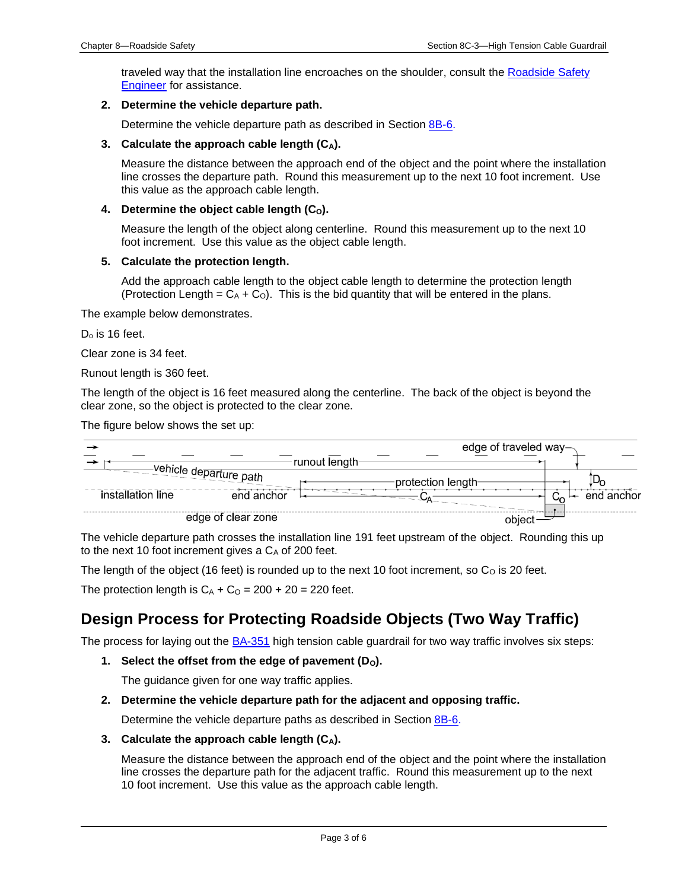traveled way that the installation line encroaches on the shoulder, consult the Roadside Safety Engineer for assistance.

2. **Determine the vehicle departure path.**

   Determine the vehicle departure path as described in Section 8B-6.

3. **Calculate the approach cable length ($C_A$).**

   Measure the distance between the approach end of the object and the point where the installation line crosses the departure path. Round this measurement up to the next 10 foot increment. Use this value as the approach cable length.

4. **Determine the object cable length ($C_O$).**

   Measure the length of the object along centerline. Round this measurement up to the next 10 foot increment. Use this value as the object cable length.

5. **Calculate the protection length.**

   Add the approach cable length to the object cable length to determine the protection length (Protection Length = $C_A$ + $C_O$). This is the bid quantity that will be entered in the plans.

The example below demonstrates.

$D_o$ is 16 feet.

Clear zone is 34 feet.

Runout length is 360 feet.

The length of the object is 16 feet measured along the centerline. The back of the object is beyond the clear zone, so the object is protected to the clear zone.

The figure below shows the set up:

The vehicle departure path crosses the installation line 191 feet upstream of the object. Rounding this up to the next 10 foot increment gives a $C_A$ of 200 feet.

The length of the object (16 feet) is rounded up to the next 10 foot increment, so $C_O$ is 20 feet.

The protection length is $C_A$ + $C_O$ = 200 + 20 = 220 feet.

## Design Process for Protecting Roadside Objects (Two Way Traffic)

The process for laying out the BA-351 high tension cable guardrail for two way traffic involves six steps:

1. **Select the offset from the edge of pavement ($D_O$).**

   The guidance given for one way traffic applies.

2. **Determine the vehicle departure path for the adjacent and opposing traffic.**

   Determine the vehicle departure paths as described in Section 8B-6.

3. **Calculate the approach cable length ($C_A$).**

   Measure the distance between the approach end of the object and the point where the installation line crosses the departure path for the adjacent traffic. Round this measurement up to the next 10 foot increment. Use this value as the approach cable length.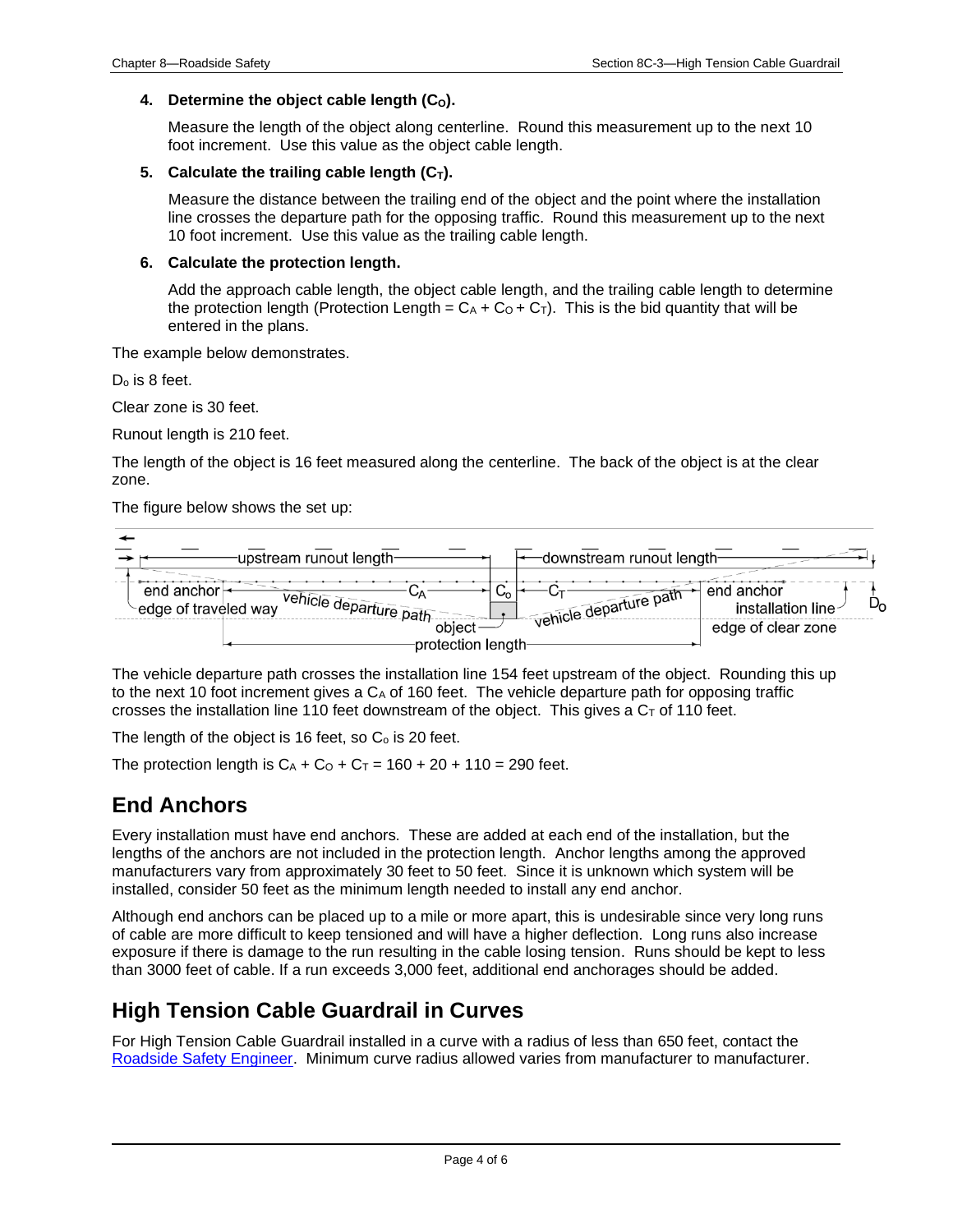4. **Determine the object cable length ($C_O$).**

   Measure the length of the object along centerline. Round this measurement up to the next 10 foot increment. Use this value as the object cable length.

5. **Calculate the trailing cable length ($C_T$).**

   Measure the distance between the trailing end of the object and the point where the installation line crosses the departure path for the opposing traffic. Round this measurement up to the next 10 foot increment. Use this value as the trailing cable length.

6. **Calculate the protection length.**

   Add the approach cable length, the object cable length, and the trailing cable length to determine the protection length (Protection Length = $C_A + C_O + C_T$). This is the bid quantity that will be entered in the plans.

The example below demonstrates.

$D_o$ is 8 feet.

Clear zone is 30 feet.

Runout length is 210 feet.

The length of the object is 16 feet measured along the centerline. The back of the object is at the clear zone.

The figure below shows the set up:

The vehicle departure path crosses the installation line 154 feet upstream of the object. Rounding this up to the next 10 foot increment gives a $C_A$ of 160 feet. The vehicle departure path for opposing traffic crosses the installation line 110 feet downstream of the object. This gives a $C_T$ of 110 feet.

The length of the object is 16 feet, so $C_o$ is 20 feet.

The protection length is $C_A + C_O + C_T = 160 + 20 + 110 = 290$ feet.

## End Anchors

Every installation must have end anchors. These are added at each end of the installation, but the lengths of the anchors are not included in the protection length. Anchor lengths among the approved manufacturers vary from approximately 30 feet to 50 feet. Since it is unknown which system will be installed, consider 50 feet as the minimum length needed to install any end anchor.

Although end anchors can be placed up to a mile or more apart, this is undesirable since very long runs of cable are more difficult to keep tensioned and will have a higher deflection. Long runs also increase exposure if there is damage to the run resulting in the cable losing tension. Runs should be kept to less than 3000 feet of cable. If a run exceeds 3,000 feet, additional end anchorages should be added.

## High Tension Cable Guardrail in Curves

For High Tension Cable Guardrail installed in a curve with a radius of less than 650 feet, contact the Roadside Safety Engineer. Minimum curve radius allowed varies from manufacturer to manufacturer.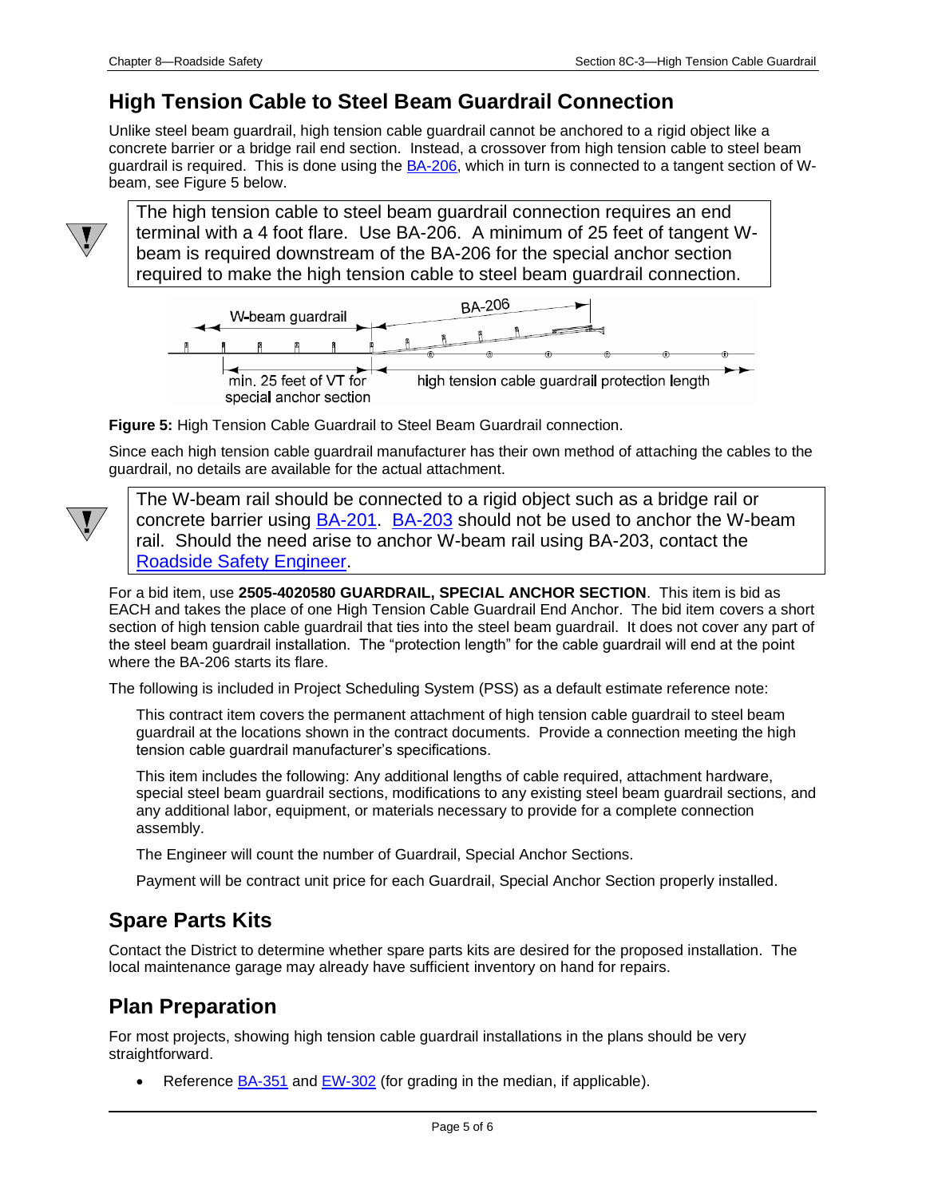## High Tension Cable to Steel Beam Guardrail Connection

Unlike steel beam guardrail, high tension cable guardrail cannot be anchored to a rigid object like a concrete barrier or a bridge rail end section. Instead, a crossover from high tension cable to steel beam guardrail is required. This is done using the BA-206, which in turn is connected to a tangent section of W-beam, see Figure 5 below.

> The high tension cable to steel beam guardrail connection requires an end terminal with a 4 foot flare. Use BA-206. A minimum of 25 feet of tangent W-beam is required downstream of the BA-206 for the special anchor section required to make the high tension cable to steel beam guardrail connection.

W-beam guardrail

BA-206

min. 25 feet of VT for special anchor section

high tension cable guardrail protection length

**Figure 5:** High Tension Cable Guardrail to Steel Beam Guardrail connection.

Since each high tension cable guardrail manufacturer has their own method of attaching the cables to the guardrail, no details are available for the actual attachment.

> The W-beam rail should be connected to a rigid object such as a bridge rail or concrete barrier using BA-201. BA-203 should not be used to anchor the W-beam rail. Should the need arise to anchor W-beam rail using BA-203, contact the Roadside Safety Engineer.

For a bid item, use **2505-4020580 GUARDRAIL, SPECIAL ANCHOR SECTION**. This item is bid as EACH and takes the place of one High Tension Cable Guardrail End Anchor. The bid item covers a short section of high tension cable guardrail that ties into the steel beam guardrail. It does not cover any part of the steel beam guardrail installation. The "protection length" for the cable guardrail will end at the point where the BA-206 starts its flare.

The following is included in Project Scheduling System (PSS) as a default estimate reference note:

> This contract item covers the permanent attachment of high tension cable guardrail to steel beam guardrail at the locations shown in the contract documents. Provide a connection meeting the high tension cable guardrail manufacturer's specifications.
>
> This item includes the following: Any additional lengths of cable required, attachment hardware, special steel beam guardrail sections, modifications to any existing steel beam guardrail sections, and any additional labor, equipment, or materials necessary to provide for a complete connection assembly.
>
> The Engineer will count the number of Guardrail, Special Anchor Sections.
>
> Payment will be contract unit price for each Guardrail, Special Anchor Section properly installed.

## Spare Parts Kits

Contact the District to determine whether spare parts kits are desired for the proposed installation. The local maintenance garage may already have sufficient inventory on hand for repairs.

## Plan Preparation

For most projects, showing high tension cable guardrail installations in the plans should be very straightforward.

- Reference BA-351 and EW-302 (for grading in the median, if applicable).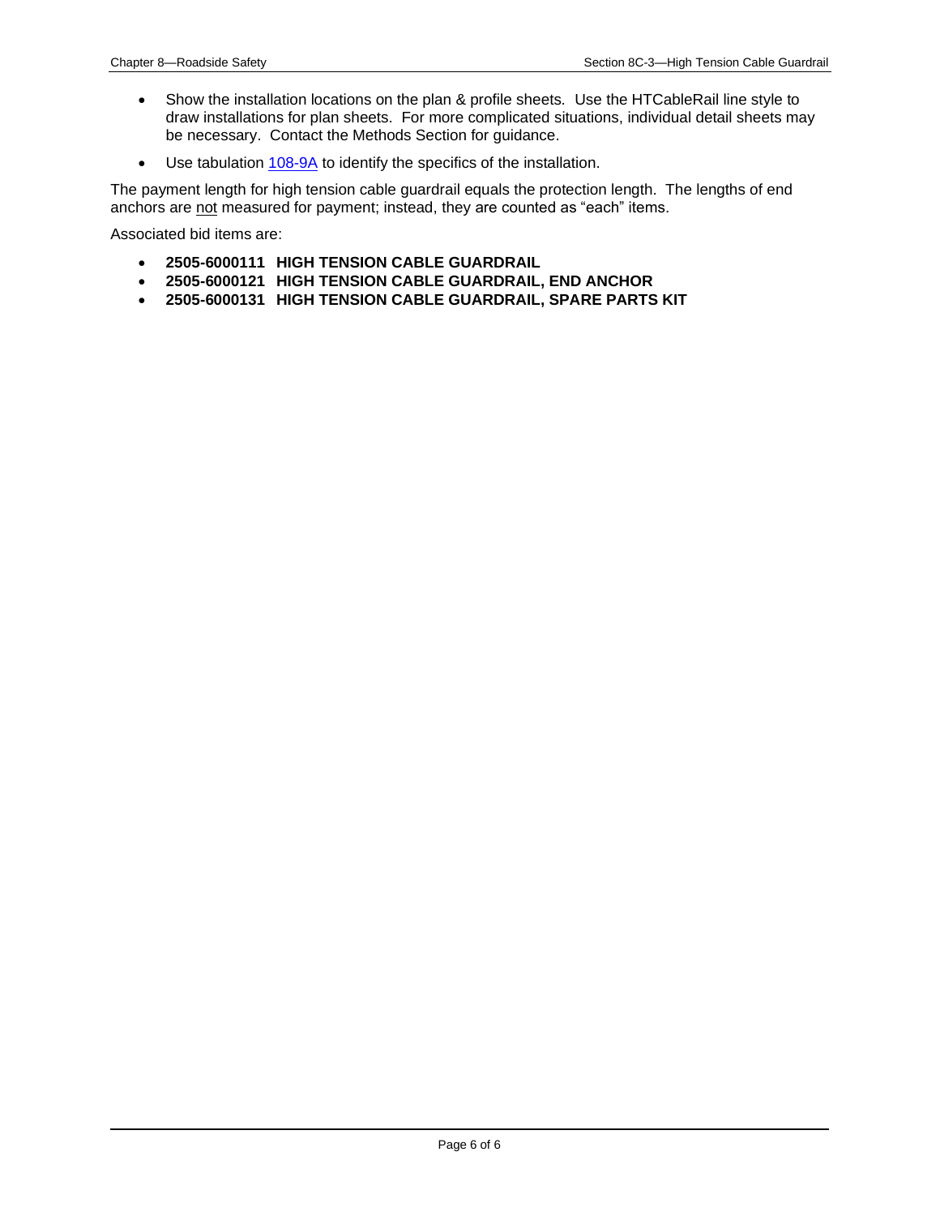- Show the installation locations on the plan & profile sheets. Use the HTCableRail line style to draw installations for plan sheets. For more complicated situations, individual detail sheets may be necessary. Contact the Methods Section for guidance.
- Use tabulation 108-9A to identify the specifics of the installation.

The payment length for high tension cable guardrail equals the protection length. The lengths of end anchors are <u>not</u> measured for payment; instead, they are counted as "each" items.

Associated bid items are:

- **2505-6000111 HIGH TENSION CABLE GUARDRAIL**
- **2505-6000121 HIGH TENSION CABLE GUARDRAIL, END ANCHOR**
- **2505-6000131 HIGH TENSION CABLE GUARDRAIL, SPARE PARTS KIT**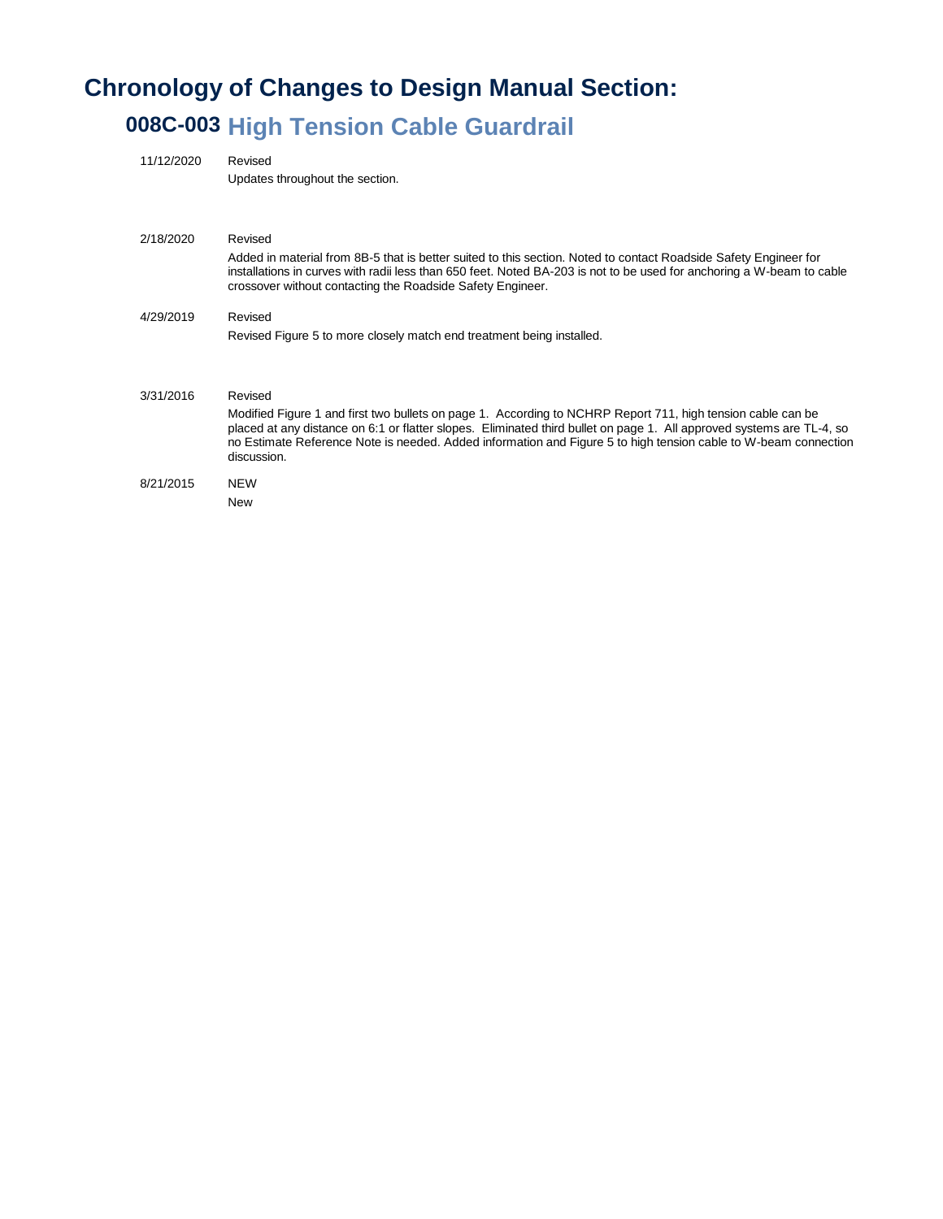# Chronology of Changes to Design Manual Section:

## 008C-003 High Tension Cable Guardrail

| | | |
|---|---|---|
| 11/12/2020 | Revised | Updates throughout the section. |
| 2/18/2020 | Revised | Added in material from 8B-5 that is better suited to this section. Noted to contact Roadside Safety Engineer for installations in curves with radii less than 650 feet. Noted BA-203 is not to be used for anchoring a W-beam to cable crossover without contacting the Roadside Safety Engineer. |
| 4/29/2019 | Revised | Revised Figure 5 to more closely match end treatment being installed. |
| 3/31/2016 | Revised | Modified Figure 1 and first two bullets on page 1. According to NCHRP Report 711, high tension cable can be placed at any distance on 6:1 or flatter slopes. Eliminated third bullet on page 1. All approved systems are TL-4, so no Estimate Reference Note is needed. Added information and Figure 5 to high tension cable to W-beam connection discussion. |
| 8/21/2015 | NEW | New |